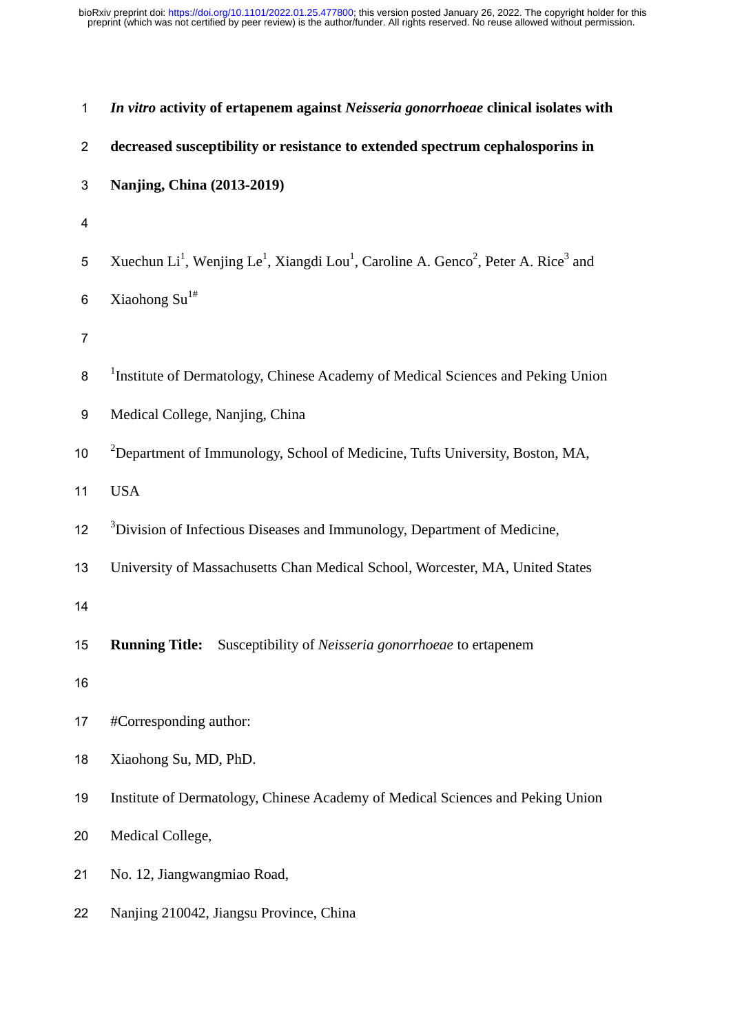# *In vitro* activity of ertapenem against *Neisseria gonorrhoeae* clinical isolates with decreased susceptibility or resistance to extended spectrum cephalosporins in Nanjing, China (2013-2019)

Xuechun Li[1], Wenjing Le[1], Xiangdi Lou[1], Caroline A. Genco[2], Peter A. Rice[3] and Xiaohong Su[1#]

[1]Institute of Dermatology, Chinese Academy of Medical Sciences and Peking Union Medical College, Nanjing, China

[2]Department of Immunology, School of Medicine, Tufts University, Boston, MA, USA

[3]Division of Infectious Diseases and Immunology, Department of Medicine, University of Massachusetts Chan Medical School, Worcester, MA, United States

**Running Title:** Susceptibility of *Neisseria gonorrhoeae* to ertapenem

#Corresponding author:

Xiaohong Su, MD, PhD.

Institute of Dermatology, Chinese Academy of Medical Sciences and Peking Union Medical College,

No. 12, Jiangwangmiao Road,

Nanjing 210042, Jiangsu Province, China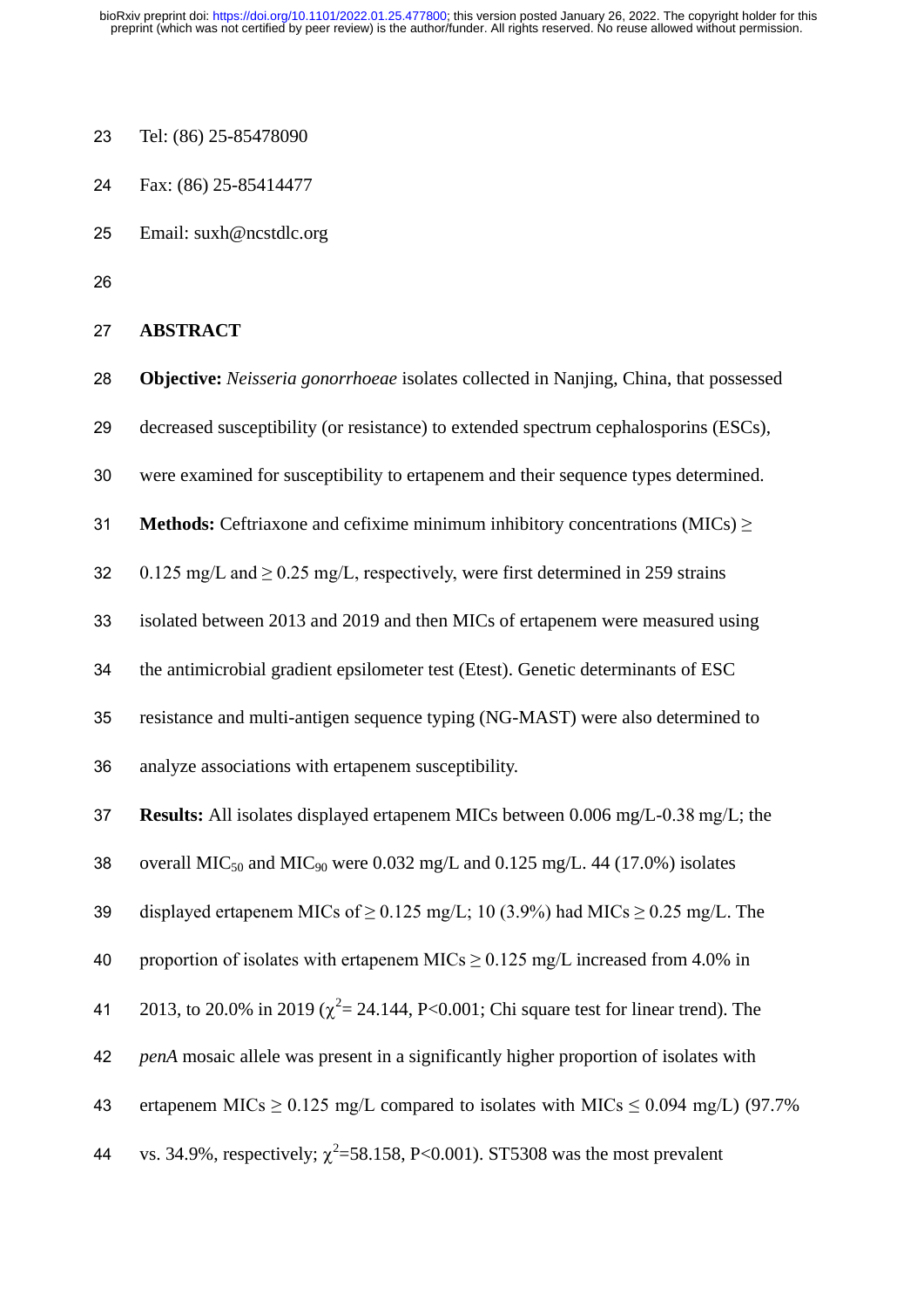Tel: (86) 25-85478090

Fax: (86) 25-85414477

Email: suxh@ncstdlc.org

## ABSTRACT

**Objective:** *Neisseria gonorrhoeae* isolates collected in Nanjing, China, that possessed decreased susceptibility (or resistance) to extended spectrum cephalosporins (ESCs), were examined for susceptibility to ertapenem and their sequence types determined.

**Methods:** Ceftriaxone and cefixime minimum inhibitory concentrations (MICs) ≥ 0.125 mg/L and ≥ 0.25 mg/L, respectively, were first determined in 259 strains isolated between 2013 and 2019 and then MICs of ertapenem were measured using the antimicrobial gradient epsilometer test (Etest). Genetic determinants of ESC resistance and multi-antigen sequence typing (NG-MAST) were also determined to analyze associations with ertapenem susceptibility.

**Results:** All isolates displayed ertapenem MICs between 0.006 mg/L-0.38 mg/L; the overall $MIC_{50}$ and $MIC_{90}$ were 0.032 mg/L and 0.125 mg/L. 44 (17.0%) isolates displayed ertapenem MICs of ≥ 0.125 mg/L; 10 (3.9%) had MICs ≥ 0.25 mg/L. The proportion of isolates with ertapenem MICs ≥ 0.125 mg/L increased from 4.0% in 2013, to 20.0% in 2019 ($\chi^2$= 24.144, P<0.001; Chi square test for linear trend). The *penA* mosaic allele was present in a significantly higher proportion of isolates with ertapenem MICs ≥ 0.125 mg/L compared to isolates with MICs ≤ 0.094 mg/L) (97.7% vs. 34.9%, respectively; $\chi^2$=58.158, P<0.001). ST5308 was the most prevalent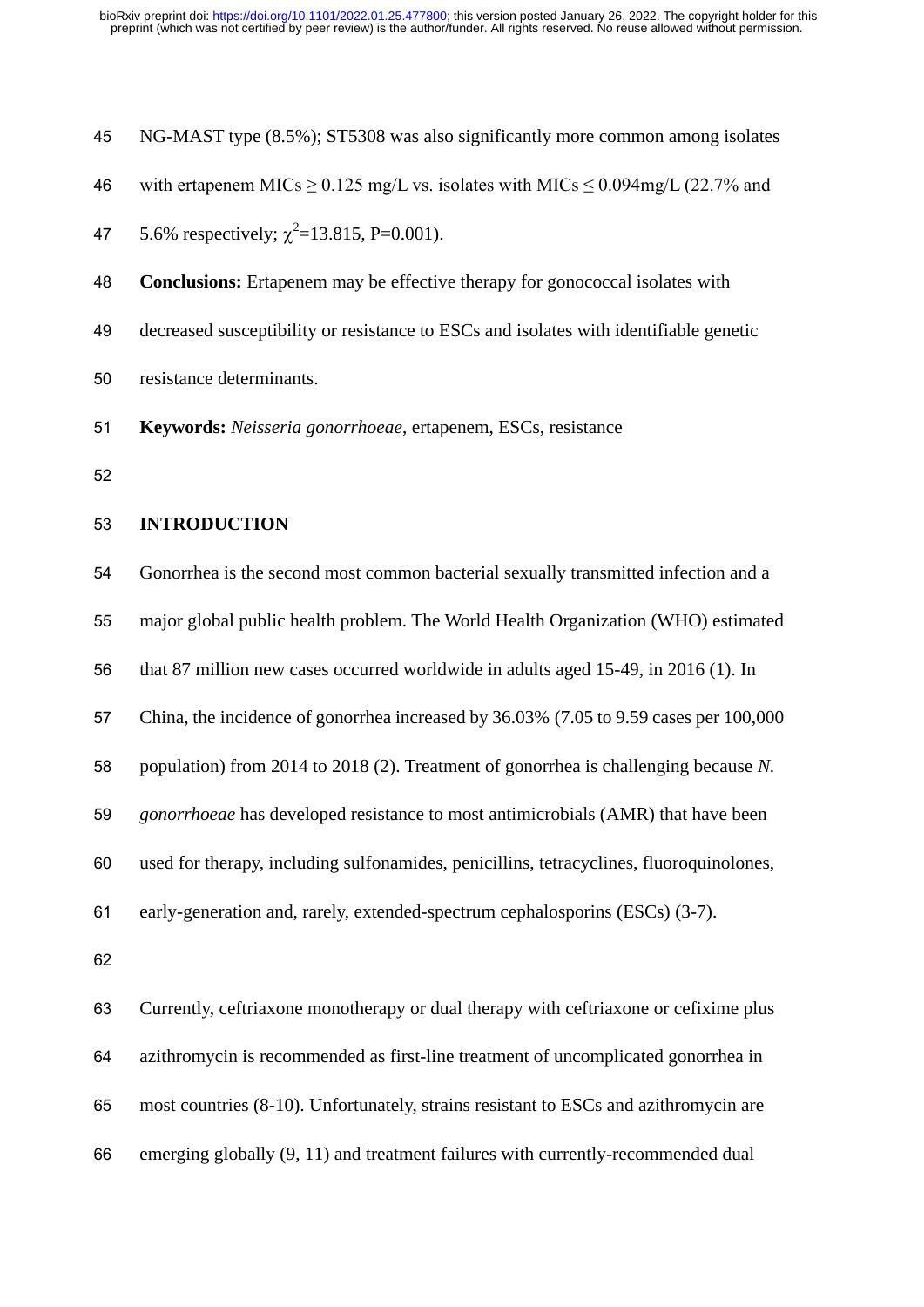NG-MAST type (8.5%); ST5308 was also significantly more common among isolates with ertapenem MICs ≥ 0.125 mg/L vs. isolates with MICs ≤ 0.094mg/L (22.7% and 5.6% respectively; $\chi^2$=13.815, P=0.001).

**Conclusions:** Ertapenem may be effective therapy for gonococcal isolates with decreased susceptibility or resistance to ESCs and isolates with identifiable genetic resistance determinants.

**Keywords:** *Neisseria gonorrhoeae*, ertapenem, ESCs, resistance

## INTRODUCTION

Gonorrhea is the second most common bacterial sexually transmitted infection and a major global public health problem. The World Health Organization (WHO) estimated that 87 million new cases occurred worldwide in adults aged 15-49, in 2016 (1). In China, the incidence of gonorrhea increased by 36.03% (7.05 to 9.59 cases per 100,000 population) from 2014 to 2018 (2). Treatment of gonorrhea is challenging because *N. gonorrhoeae* has developed resistance to most antimicrobials (AMR) that have been used for therapy, including sulfonamides, penicillins, tetracyclines, fluoroquinolones, early-generation and, rarely, extended-spectrum cephalosporins (ESCs) (3-7).

Currently, ceftriaxone monotherapy or dual therapy with ceftriaxone or cefixime plus azithromycin is recommended as first-line treatment of uncomplicated gonorrhea in most countries (8-10). Unfortunately, strains resistant to ESCs and azithromycin are emerging globally (9, 11) and treatment failures with currently-recommended dual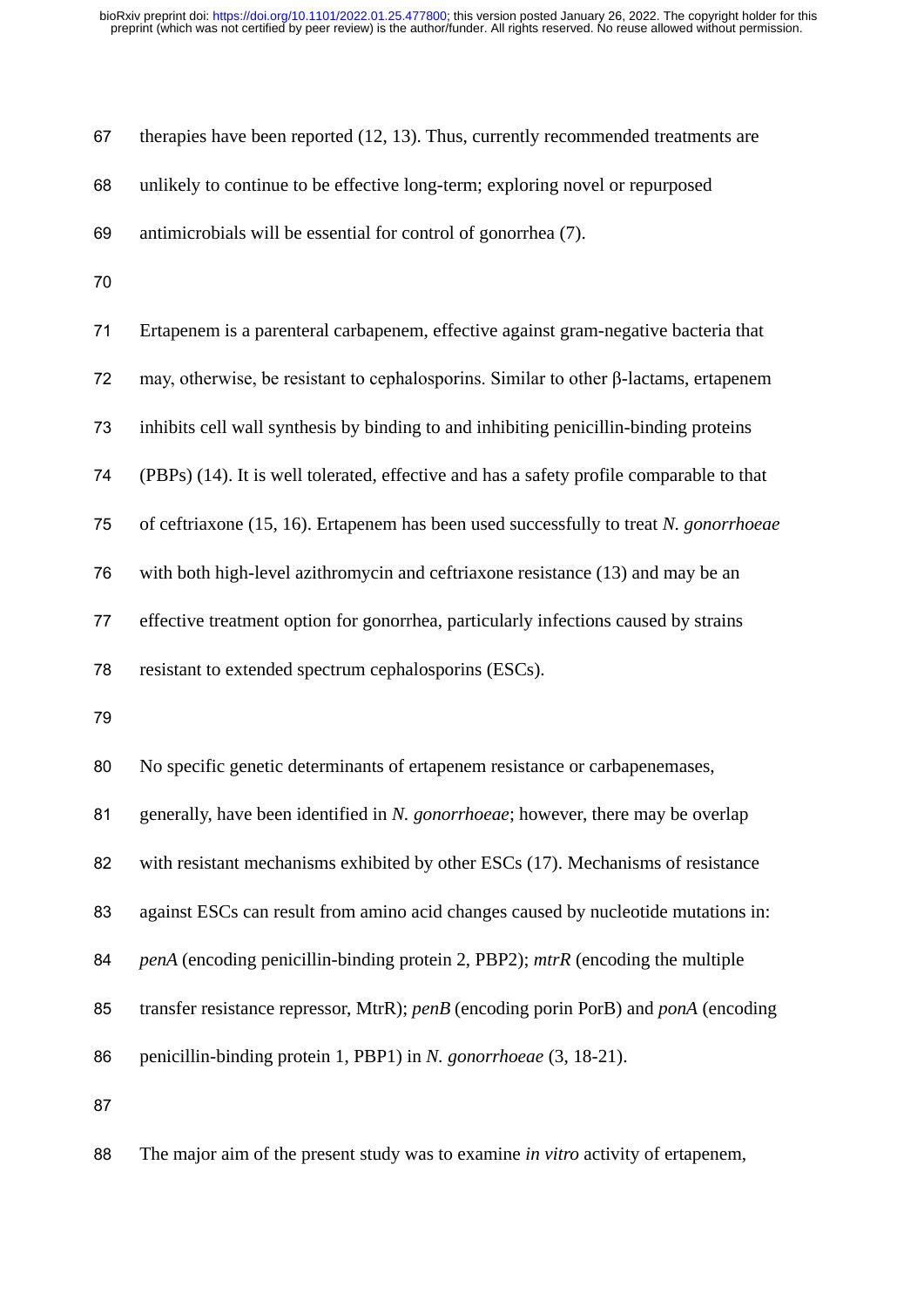therapies have been reported (12, 13). Thus, currently recommended treatments are unlikely to continue to be effective long-term; exploring novel or repurposed antimicrobials will be essential for control of gonorrhea (7).

Ertapenem is a parenteral carbapenem, effective against gram-negative bacteria that may, otherwise, be resistant to cephalosporins. Similar to other β-lactams, ertapenem inhibits cell wall synthesis by binding to and inhibiting penicillin-binding proteins (PBPs) (14). It is well tolerated, effective and has a safety profile comparable to that of ceftriaxone (15, 16). Ertapenem has been used successfully to treat *N. gonorrhoeae* with both high-level azithromycin and ceftriaxone resistance (13) and may be an effective treatment option for gonorrhea, particularly infections caused by strains resistant to extended spectrum cephalosporins (ESCs).

No specific genetic determinants of ertapenem resistance or carbapenemases, generally, have been identified in *N. gonorrhoeae*; however, there may be overlap with resistant mechanisms exhibited by other ESCs (17). Mechanisms of resistance against ESCs can result from amino acid changes caused by nucleotide mutations in: *penA* (encoding penicillin-binding protein 2, PBP2); *mtrR* (encoding the multiple transfer resistance repressor, MtrR); *penB* (encoding porin PorB) and *ponA* (encoding penicillin-binding protein 1, PBP1) in *N. gonorrhoeae* (3, 18-21).

The major aim of the present study was to examine *in vitro* activity of ertapenem,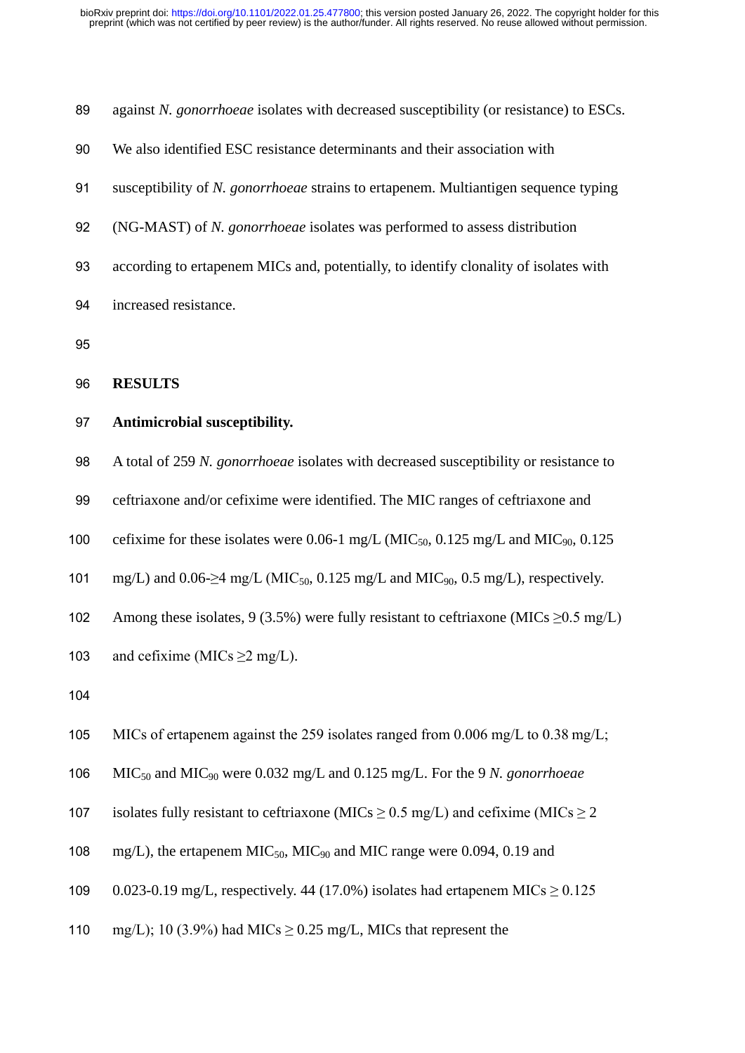against *N. gonorrhoeae* isolates with decreased susceptibility (or resistance) to ESCs. We also identified ESC resistance determinants and their association with susceptibility of *N. gonorrhoeae* strains to ertapenem. Multiantigen sequence typing (NG-MAST) of *N. gonorrhoeae* isolates was performed to assess distribution according to ertapenem MICs and, potentially, to identify clonality of isolates with increased resistance.

## RESULTS

### Antimicrobial susceptibility.

A total of 259 *N. gonorrhoeae* isolates with decreased susceptibility or resistance to ceftriaxone and/or cefixime were identified. The MIC ranges of ceftriaxone and cefixime for these isolates were 0.06-1 mg/L ($MIC_{50}$, 0.125 mg/L and $MIC_{90}$, 0.125 mg/L) and 0.06-≥4 mg/L ($MIC_{50}$, 0.125 mg/L and $MIC_{90}$, 0.5 mg/L), respectively. Among these isolates, 9 (3.5%) were fully resistant to ceftriaxone (MICs ≥0.5 mg/L) and cefixime (MICs ≥2 mg/L).

MICs of ertapenem against the 259 isolates ranged from 0.006 mg/L to 0.38 mg/L; $MIC_{50}$ and $MIC_{90}$ were 0.032 mg/L and 0.125 mg/L. For the 9 *N. gonorrhoeae* isolates fully resistant to ceftriaxone (MICs ≥ 0.5 mg/L) and cefixime (MICs ≥ 2 mg/L), the ertapenem $MIC_{50}$, $MIC_{90}$ and MIC range were 0.094, 0.19 and 0.023-0.19 mg/L, respectively. 44 (17.0%) isolates had ertapenem MICs ≥ 0.125 mg/L); 10 (3.9%) had MICs ≥ 0.25 mg/L, MICs that represent the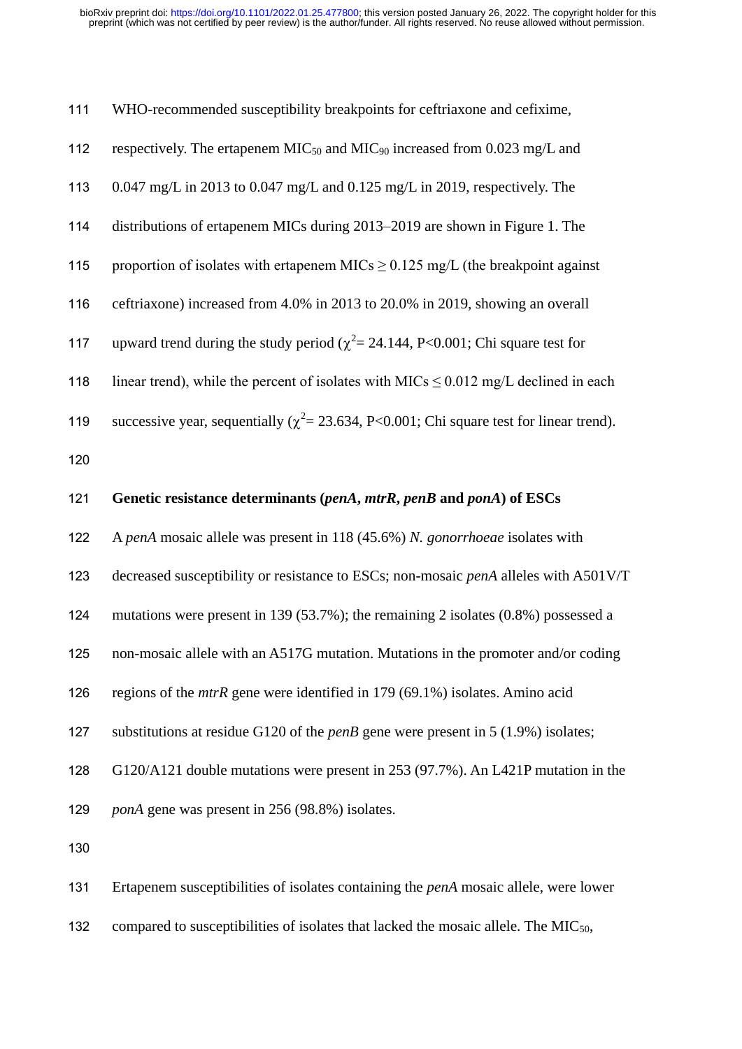WHO-recommended susceptibility breakpoints for ceftriaxone and cefixime, respectively. The ertapenem $MIC_{50}$ and $MIC_{90}$ increased from 0.023 mg/L and 0.047 mg/L in 2013 to 0.047 mg/L and 0.125 mg/L in 2019, respectively. The distributions of ertapenem MICs during 2013–2019 are shown in Figure 1. The proportion of isolates with ertapenem MICs $\geq$ 0.125 mg/L (the breakpoint against ceftriaxone) increased from 4.0% in 2013 to 20.0% in 2019, showing an overall upward trend during the study period ($\chi^2$= 24.144, P<0.001; Chi square test for linear trend), while the percent of isolates with MICs $\leq$ 0.012 mg/L declined in each successive year, sequentially ($\chi^2$= 23.634, P<0.001; Chi square test for linear trend).

## Genetic resistance determinants (*penA*, *mtrR*, *penB* and *ponA*) of ESCs

A *penA* mosaic allele was present in 118 (45.6%) *N. gonorrhoeae* isolates with decreased susceptibility or resistance to ESCs; non-mosaic *penA* alleles with A501V/T mutations were present in 139 (53.7%); the remaining 2 isolates (0.8%) possessed a non-mosaic allele with an A517G mutation. Mutations in the promoter and/or coding regions of the *mtrR* gene were identified in 179 (69.1%) isolates. Amino acid substitutions at residue G120 of the *penB* gene were present in 5 (1.9%) isolates; G120/A121 double mutations were present in 253 (97.7%). An L421P mutation in the *ponA* gene was present in 256 (98.8%) isolates.

Ertapenem susceptibilities of isolates containing the *penA* mosaic allele, were lower compared to susceptibilities of isolates that lacked the mosaic allele. The $MIC_{50}$,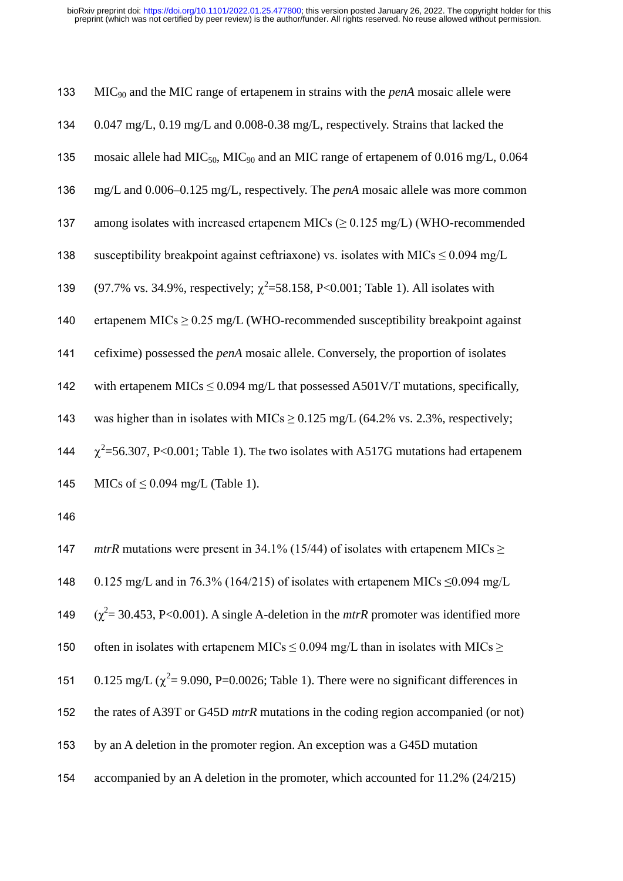$MIC_{90}$ and the MIC range of ertapenem in strains with the *penA* mosaic allele were 0.047 mg/L, 0.19 mg/L and 0.008-0.38 mg/L, respectively. Strains that lacked the mosaic allele had $MIC_{50}$, $MIC_{90}$ and an MIC range of ertapenem of 0.016 mg/L, 0.064 mg/L and 0.006–0.125 mg/L, respectively. The *penA* mosaic allele was more common among isolates with increased ertapenem MICs ($\geq 0.125$ mg/L) (WHO-recommended susceptibility breakpoint against ceftriaxone) vs. isolates with MICs $\leq 0.094$ mg/L (97.7% vs. 34.9%, respectively; $\chi^2=58.158$, $P<0.001$; Table 1). All isolates with ertapenem MICs $\geq 0.25$ mg/L (WHO-recommended susceptibility breakpoint against cefixime) possessed the *penA* mosaic allele. Conversely, the proportion of isolates with ertapenem MICs $\leq 0.094$ mg/L that possessed A501V/T mutations, specifically, was higher than in isolates with MICs $\geq 0.125$ mg/L (64.2% vs. 2.3%, respectively; $\chi^2=56.307$, $P<0.001$; Table 1). The two isolates with A517G mutations had ertapenem MICs of $\leq 0.094$ mg/L (Table 1).

*mtrR* mutations were present in 34.1% (15/44) of isolates with ertapenem MICs $\geq$ 0.125 mg/L and in 76.3% (164/215) of isolates with ertapenem MICs $\leq$0.094 mg/L ($\chi^2= 30.453$, $P<0.001$). A single A-deletion in the *mtrR* promoter was identified more often in isolates with ertapenem MICs $\leq 0.094$ mg/L than in isolates with MICs $\geq$ 0.125 mg/L ($\chi^2= 9.090$, $P=0.0026$; Table 1). There were no significant differences in the rates of A39T or G45D *mtrR* mutations in the coding region accompanied (or not) by an A deletion in the promoter region. An exception was a G45D mutation accompanied by an A deletion in the promoter, which accounted for 11.2% (24/215)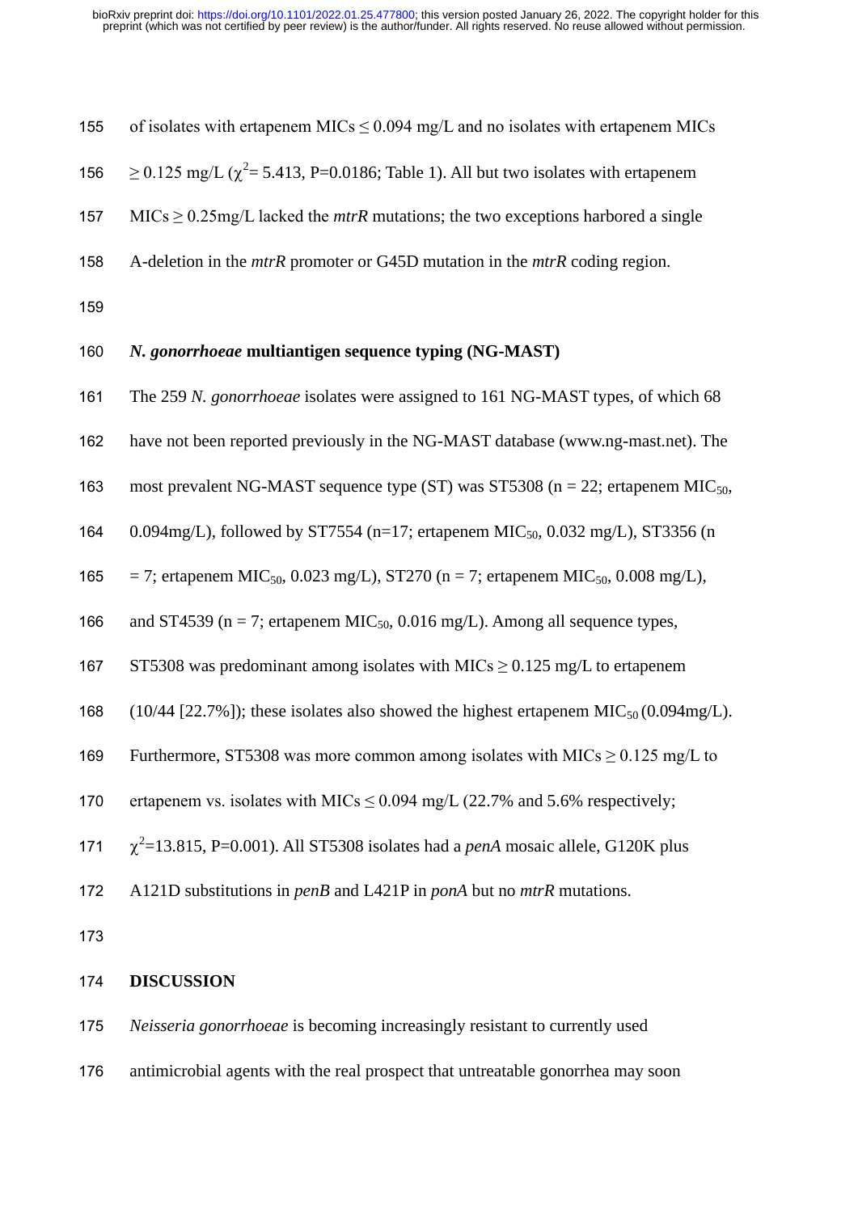of isolates with ertapenem MICs ≤ 0.094 mg/L and no isolates with ertapenem MICs ≥ 0.125 mg/L ($\chi^2$= 5.413, P=0.0186; Table 1). All but two isolates with ertapenem MICs ≥ 0.25mg/L lacked the *mtrR* mutations; the two exceptions harbored a single A-deletion in the *mtrR* promoter or G45D mutation in the *mtrR* coding region.

### *N. gonorrhoeae* multiantigen sequence typing (NG-MAST)

The 259 *N. gonorrhoeae* isolates were assigned to 161 NG-MAST types, of which 68 have not been reported previously in the NG-MAST database (www.ng-mast.net). The most prevalent NG-MAST sequence type (ST) was ST5308 (n = 22; ertapenem $MIC_{50}$, 0.094mg/L), followed by ST7554 (n=17; ertapenem $MIC_{50}$, 0.032 mg/L), ST3356 (n = 7; ertapenem $MIC_{50}$, 0.023 mg/L), ST270 (n = 7; ertapenem $MIC_{50}$, 0.008 mg/L), and ST4539 (n = 7; ertapenem $MIC_{50}$, 0.016 mg/L). Among all sequence types, ST5308 was predominant among isolates with MICs ≥ 0.125 mg/L to ertapenem (10/44 [22.7%]); these isolates also showed the highest ertapenem $MIC_{50}$ (0.094mg/L). Furthermore, ST5308 was more common among isolates with MICs ≥ 0.125 mg/L to ertapenem vs. isolates with MICs ≤ 0.094 mg/L (22.7% and 5.6% respectively; $\chi^2$=13.815, P=0.001). All ST5308 isolates had a *penA* mosaic allele, G120K plus A121D substitutions in *penB* and L421P in *ponA* but no *mtrR* mutations.

## DISCUSSION

*Neisseria gonorrhoeae* is becoming increasingly resistant to currently used antimicrobial agents with the real prospect that untreatable gonorrhea may soon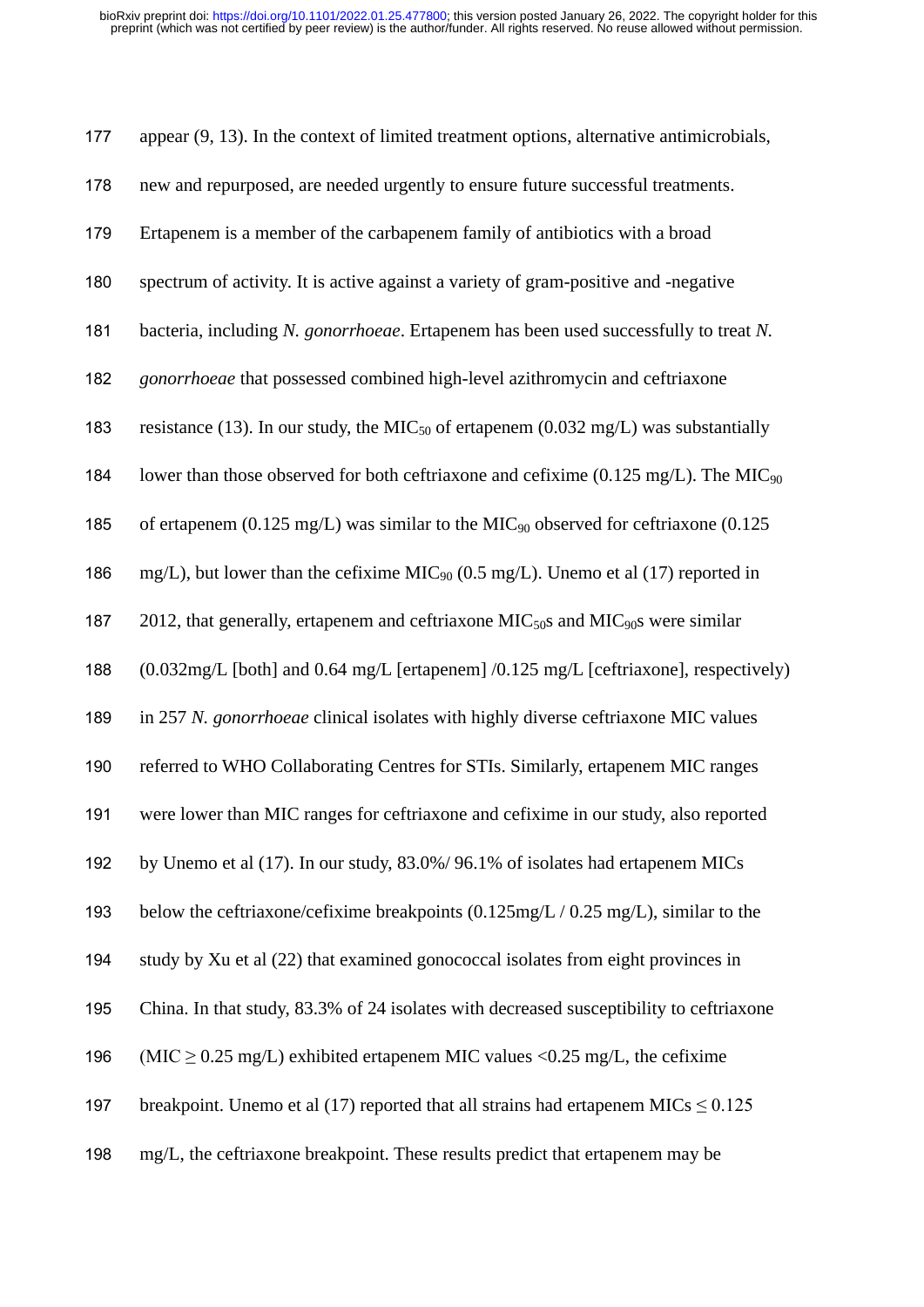appear (9, 13). In the context of limited treatment options, alternative antimicrobials, new and repurposed, are needed urgently to ensure future successful treatments. Ertapenem is a member of the carbapenem family of antibiotics with a broad spectrum of activity. It is active against a variety of gram-positive and -negative bacteria, including *N. gonorrhoeae*. Ertapenem has been used successfully to treat *N. gonorrhoeae* that possessed combined high-level azithromycin and ceftriaxone resistance (13). In our study, the $MIC_{50}$ of ertapenem (0.032 mg/L) was substantially lower than those observed for both ceftriaxone and cefixime (0.125 mg/L). The $MIC_{90}$ of ertapenem (0.125 mg/L) was similar to the $MIC_{90}$ observed for ceftriaxone (0.125 mg/L), but lower than the cefixime $MIC_{90}$ (0.5 mg/L). Unemo et al (17) reported in 2012, that generally, ertapenem and ceftriaxone $MIC_{50}$s and $MIC_{90}$s were similar (0.032mg/L [both] and 0.64 mg/L [ertapenem] /0.125 mg/L [ceftriaxone], respectively) in 257 *N. gonorrhoeae* clinical isolates with highly diverse ceftriaxone MIC values referred to WHO Collaborating Centres for STIs. Similarly, ertapenem MIC ranges were lower than MIC ranges for ceftriaxone and cefixime in our study, also reported by Unemo et al (17). In our study, 83.0%/ 96.1% of isolates had ertapenem MICs below the ceftriaxone/cefixime breakpoints (0.125mg/L / 0.25 mg/L), similar to the study by Xu et al (22) that examined gonococcal isolates from eight provinces in China. In that study, 83.3% of 24 isolates with decreased susceptibility to ceftriaxone (MIC $\geq$ 0.25 mg/L) exhibited ertapenem MIC values <0.25 mg/L, the cefixime breakpoint. Unemo et al (17) reported that all strains had ertapenem MICs $\leq$ 0.125 mg/L, the ceftriaxone breakpoint. These results predict that ertapenem may be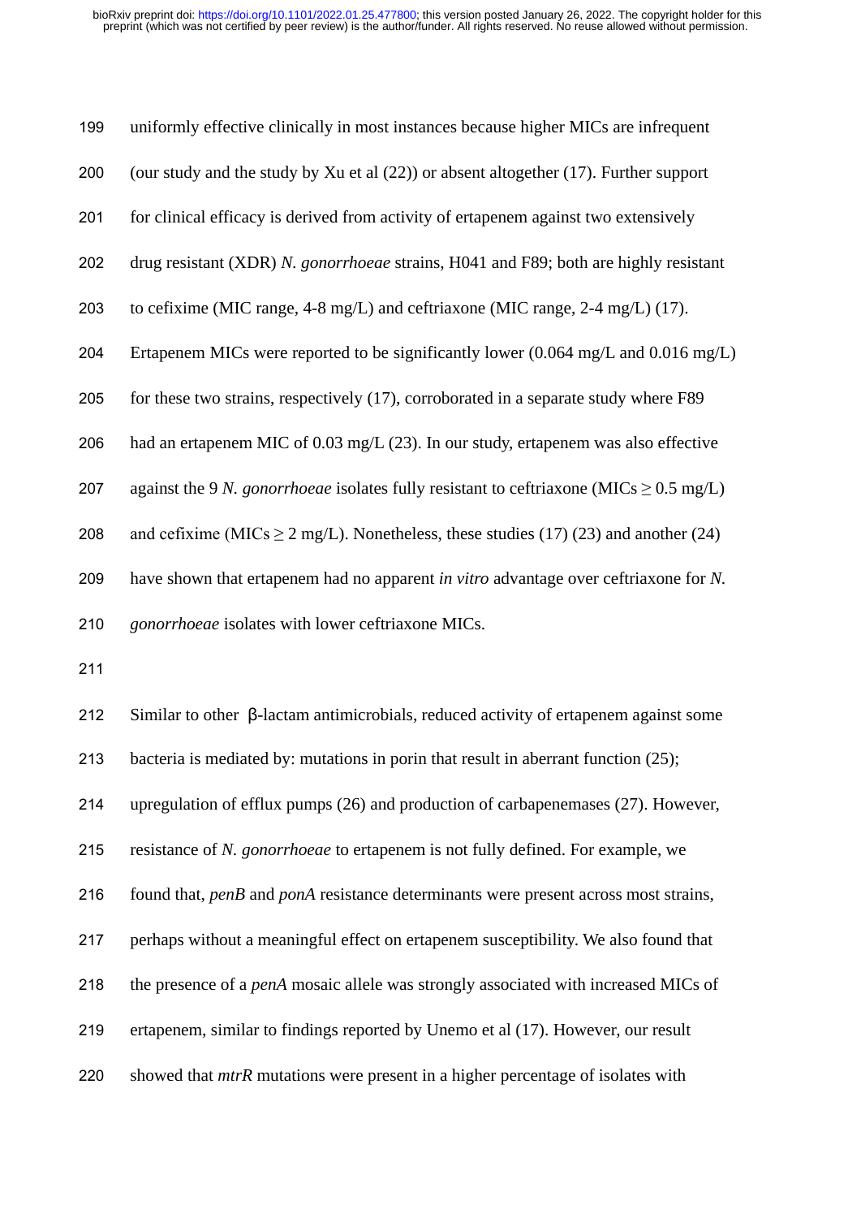uniformly effective clinically in most instances because higher MICs are infrequent (our study and the study by Xu et al (22)) or absent altogether (17). Further support for clinical efficacy is derived from activity of ertapenem against two extensively drug resistant (XDR) *N. gonorrhoeae* strains, H041 and F89; both are highly resistant to cefixime (MIC range, 4-8 mg/L) and ceftriaxone (MIC range, 2-4 mg/L) (17). Ertapenem MICs were reported to be significantly lower (0.064 mg/L and 0.016 mg/L) for these two strains, respectively (17), corroborated in a separate study where F89 had an ertapenem MIC of 0.03 mg/L (23). In our study, ertapenem was also effective against the 9 *N. gonorrhoeae* isolates fully resistant to ceftriaxone (MICs $\geq$ 0.5 mg/L) and cefixime (MICs $\geq$ 2 mg/L). Nonetheless, these studies (17) (23) and another (24) have shown that ertapenem had no apparent *in vitro* advantage over ceftriaxone for *N. gonorrhoeae* isolates with lower ceftriaxone MICs.

Similar to other β-lactam antimicrobials, reduced activity of ertapenem against some bacteria is mediated by: mutations in porin that result in aberrant function (25); upregulation of efflux pumps (26) and production of carbapenemases (27). However, resistance of *N. gonorrhoeae* to ertapenem is not fully defined. For example, we found that, *penB* and *ponA* resistance determinants were present across most strains, perhaps without a meaningful effect on ertapenem susceptibility. We also found that the presence of a *penA* mosaic allele was strongly associated with increased MICs of ertapenem, similar to findings reported by Unemo et al (17). However, our result showed that *mtrR* mutations were present in a higher percentage of isolates with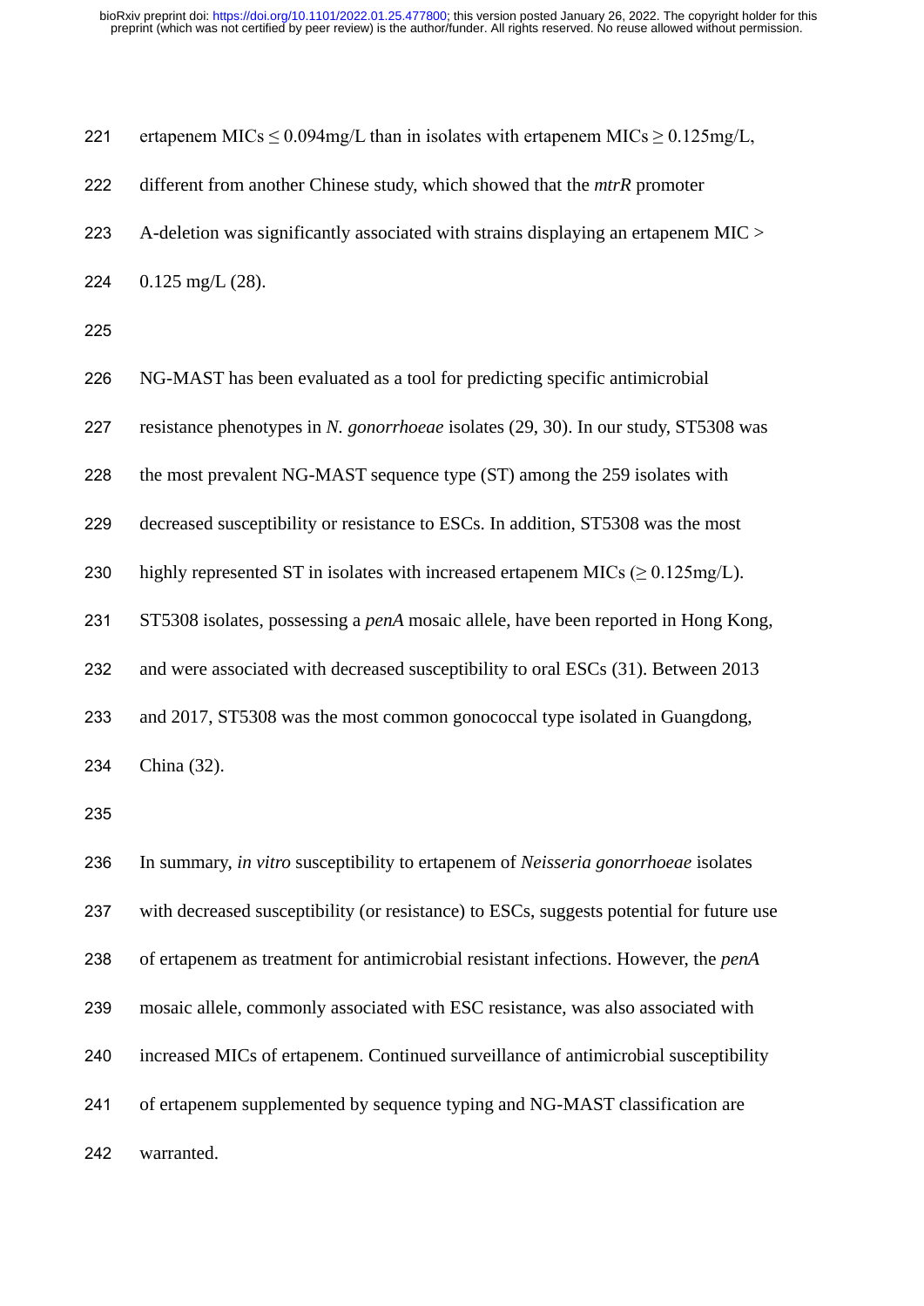ertapenem MICs ≤ 0.094mg/L than in isolates with ertapenem MICs ≥ 0.125mg/L, different from another Chinese study, which showed that the *mtrR* promoter A-deletion was significantly associated with strains displaying an ertapenem MIC > 0.125 mg/L (28).

NG-MAST has been evaluated as a tool for predicting specific antimicrobial resistance phenotypes in *N. gonorrhoeae* isolates (29, 30). In our study, ST5308 was the most prevalent NG-MAST sequence type (ST) among the 259 isolates with decreased susceptibility or resistance to ESCs. In addition, ST5308 was the most highly represented ST in isolates with increased ertapenem MICs (≥ 0.125mg/L). ST5308 isolates, possessing a *penA* mosaic allele, have been reported in Hong Kong, and were associated with decreased susceptibility to oral ESCs (31). Between 2013 and 2017, ST5308 was the most common gonococcal type isolated in Guangdong, China (32).

In summary, *in vitro* susceptibility to ertapenem of *Neisseria gonorrhoeae* isolates with decreased susceptibility (or resistance) to ESCs, suggests potential for future use of ertapenem as treatment for antimicrobial resistant infections. However, the *penA* mosaic allele, commonly associated with ESC resistance, was also associated with increased MICs of ertapenem. Continued surveillance of antimicrobial susceptibility of ertapenem supplemented by sequence typing and NG-MAST classification are warranted.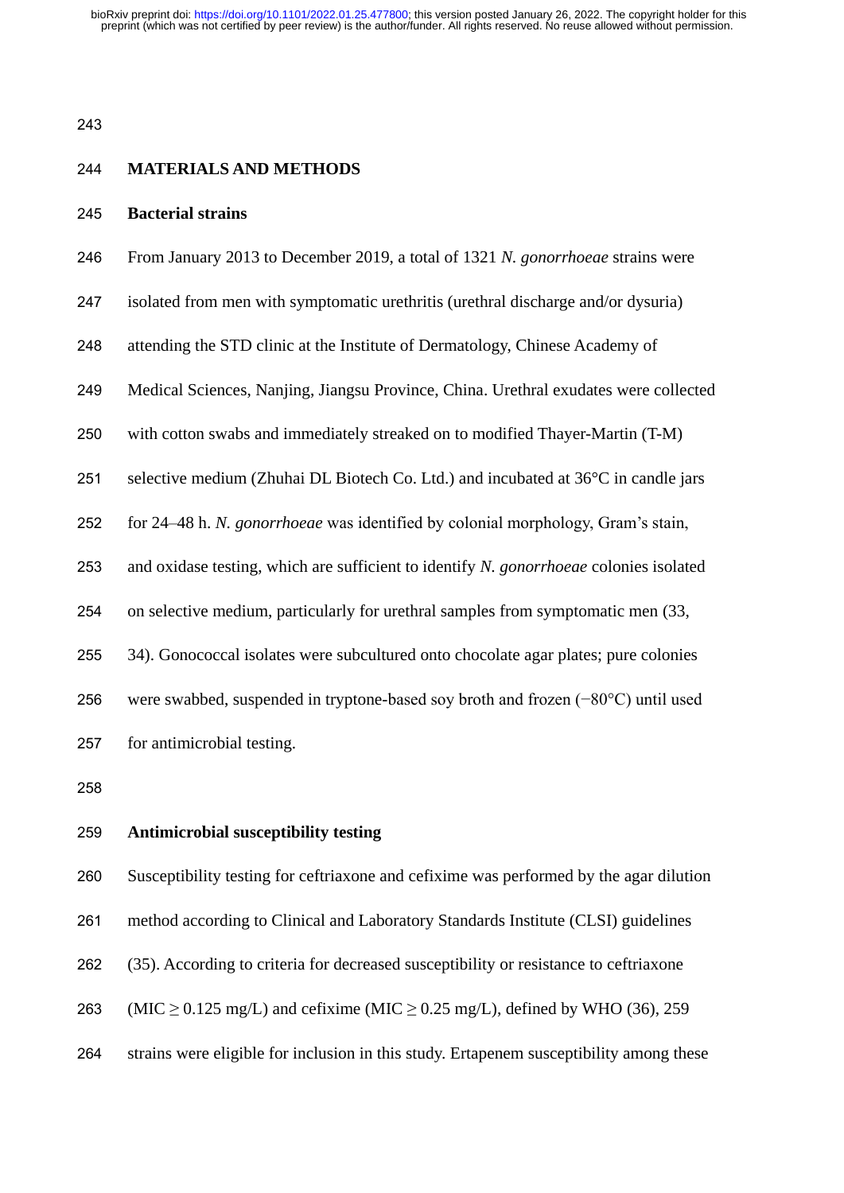## MATERIALS AND METHODS

### Bacterial strains

From January 2013 to December 2019, a total of 1321 *N. gonorrhoeae* strains were isolated from men with symptomatic urethritis (urethral discharge and/or dysuria) attending the STD clinic at the Institute of Dermatology, Chinese Academy of Medical Sciences, Nanjing, Jiangsu Province, China. Urethral exudates were collected with cotton swabs and immediately streaked on to modified Thayer-Martin (T-M) selective medium (Zhuhai DL Biotech Co. Ltd.) and incubated at 36°C in candle jars for 24–48 h. *N. gonorrhoeae* was identified by colonial morphology, Gram's stain, and oxidase testing, which are sufficient to identify *N. gonorrhoeae* colonies isolated on selective medium, particularly for urethral samples from symptomatic men (33, 34). Gonococcal isolates were subcultured onto chocolate agar plates; pure colonies were swabbed, suspended in tryptone-based soy broth and frozen (−80°C) until used for antimicrobial testing.

### Antimicrobial susceptibility testing

Susceptibility testing for ceftriaxone and cefixime was performed by the agar dilution method according to Clinical and Laboratory Standards Institute (CLSI) guidelines (35). According to criteria for decreased susceptibility or resistance to ceftriaxone (MIC $\geq$ 0.125 mg/L) and cefixime (MIC $\geq$ 0.25 mg/L), defined by WHO (36), 259 strains were eligible for inclusion in this study. Ertapenem susceptibility among these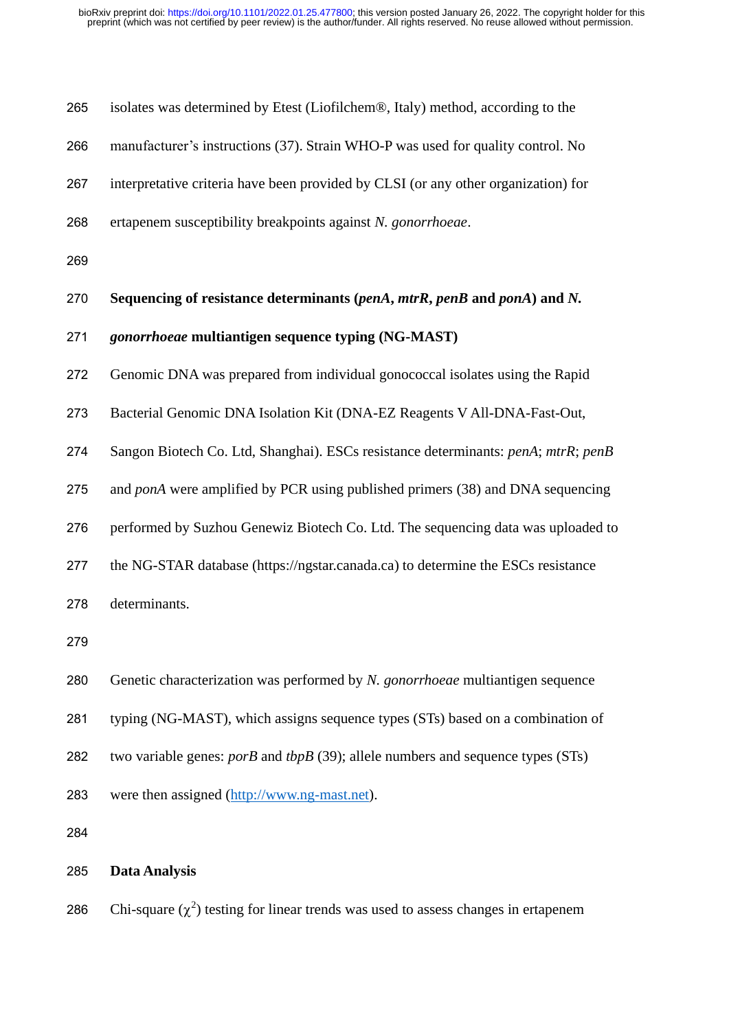isolates was determined by Etest (Liofilchem®, Italy) method, according to the manufacturer's instructions (37). Strain WHO-P was used for quality control. No interpretative criteria have been provided by CLSI (or any other organization) for ertapenem susceptibility breakpoints against *N. gonorrhoeae*.

### Sequencing of resistance determinants (*penA*, *mtrR*, *penB* and *ponA*) and *N. gonorrhoeae* multiantigen sequence typing (NG-MAST)

Genomic DNA was prepared from individual gonococcal isolates using the Rapid Bacterial Genomic DNA Isolation Kit (DNA-EZ Reagents V All-DNA-Fast-Out, Sangon Biotech Co. Ltd, Shanghai). ESCs resistance determinants: *penA*; *mtrR*; *penB* and *ponA* were amplified by PCR using published primers (38) and DNA sequencing performed by Suzhou Genewiz Biotech Co. Ltd. The sequencing data was uploaded to the NG-STAR database (https://ngstar.canada.ca) to determine the ESCs resistance determinants.

Genetic characterization was performed by *N. gonorrhoeae* multiantigen sequence typing (NG-MAST), which assigns sequence types (STs) based on a combination of two variable genes: *porB* and *tbpB* (39); allele numbers and sequence types (STs) were then assigned (http://www.ng-mast.net).

### Data Analysis

Chi-square ($\chi^2$) testing for linear trends was used to assess changes in ertapenem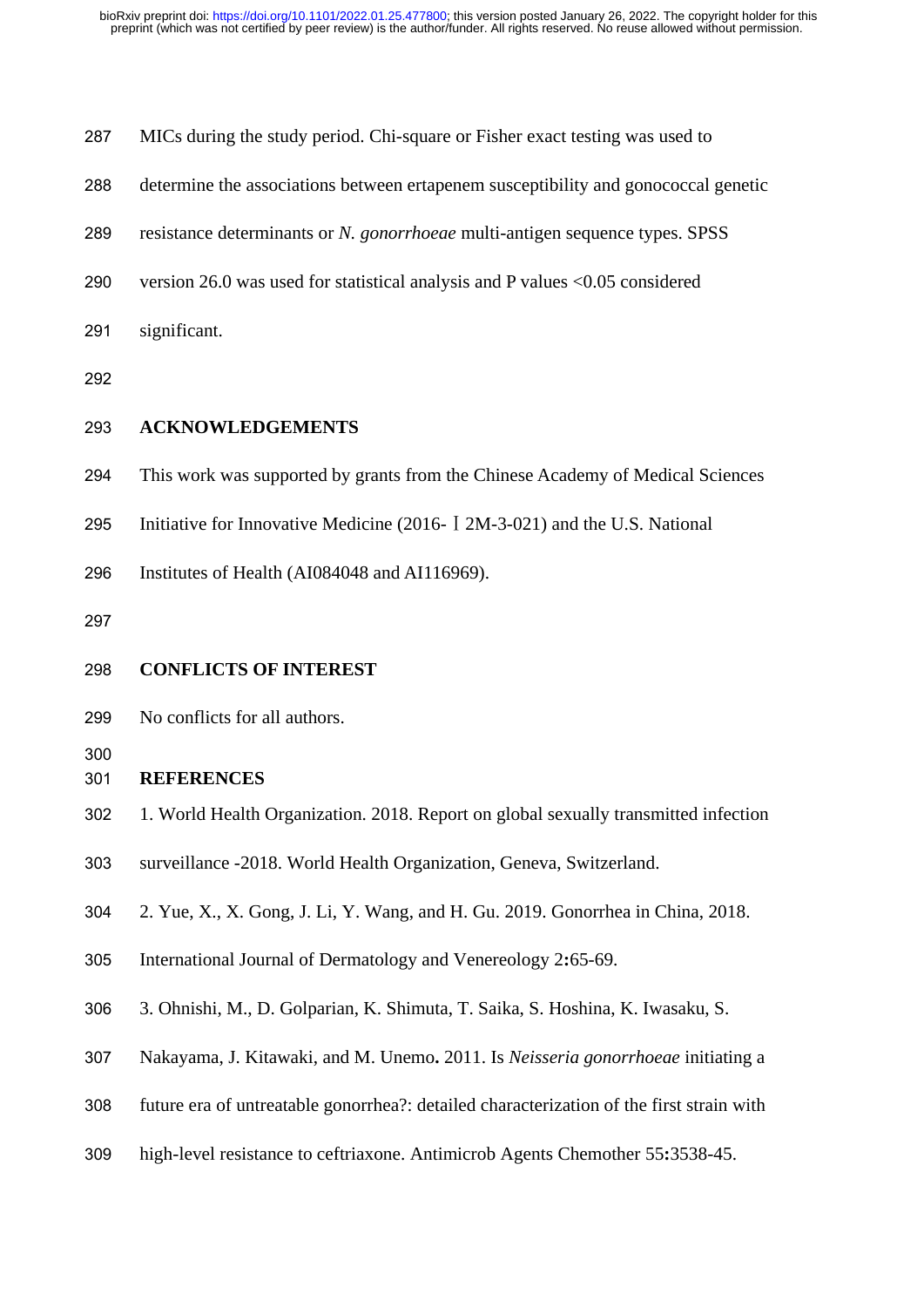MICs during the study period. Chi-square or Fisher exact testing was used to determine the associations between ertapenem susceptibility and gonococcal genetic resistance determinants or *N. gonorrhoeae* multi-antigen sequence types. SPSS version 26.0 was used for statistical analysis and P values <0.05 considered significant.

## ACKNOWLEDGEMENTS

This work was supported by grants from the Chinese Academy of Medical Sciences Initiative for Innovative Medicine (2016-Ⅰ2M-3-021) and the U.S. National Institutes of Health (AI084048 and AI116969).

## CONFLICTS OF INTEREST

No conflicts for all authors.

## REFERENCES

1. World Health Organization. 2018. Report on global sexually transmitted infection surveillance -2018. World Health Organization, Geneva, Switzerland.

2. Yue, X., X. Gong, J. Li, Y. Wang, and H. Gu. 2019. Gonorrhea in China, 2018. International Journal of Dermatology and Venereology 2**:**65-69.

3. Ohnishi, M., D. Golparian, K. Shimuta, T. Saika, S. Hoshina, K. Iwasaku, S. Nakayama, J. Kitawaki, and M. Unemo**.** 2011. Is *Neisseria gonorrhoeae* initiating a future era of untreatable gonorrhea?: detailed characterization of the first strain with high-level resistance to ceftriaxone. Antimicrob Agents Chemother 55**:**3538-45.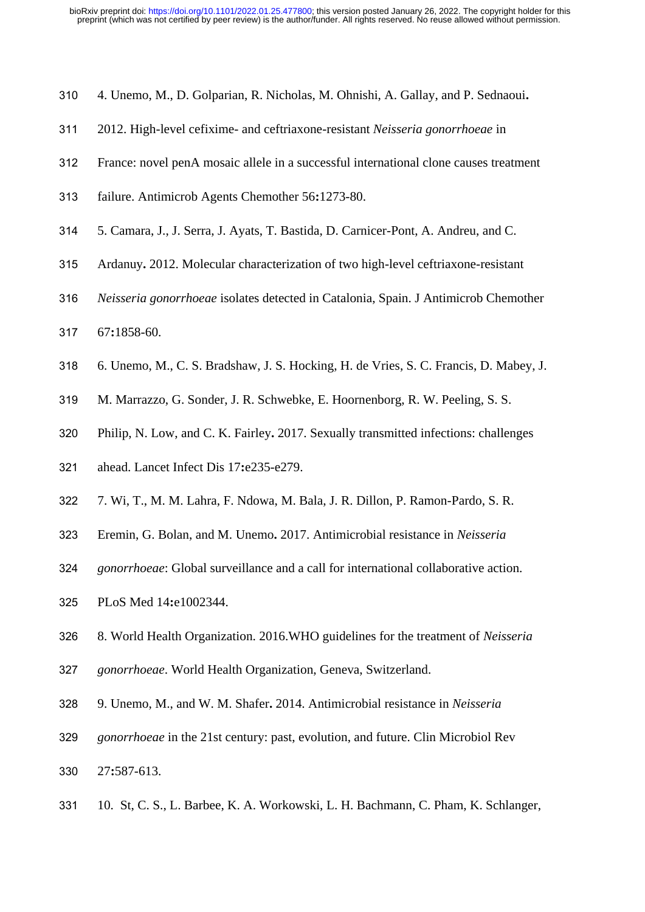4. Unemo, M., D. Golparian, R. Nicholas, M. Ohnishi, A. Gallay, and P. Sednaoui**.** 2012. High-level cefixime- and ceftriaxone-resistant *Neisseria gonorrhoeae* in France: novel penA mosaic allele in a successful international clone causes treatment failure. Antimicrob Agents Chemother 56**:**1273-80.

5. Camara, J., J. Serra, J. Ayats, T. Bastida, D. Carnicer-Pont, A. Andreu, and C. Ardanuy**.** 2012. Molecular characterization of two high-level ceftriaxone-resistant *Neisseria gonorrhoeae* isolates detected in Catalonia, Spain. J Antimicrob Chemother 67**:**1858-60.

6. Unemo, M., C. S. Bradshaw, J. S. Hocking, H. de Vries, S. C. Francis, D. Mabey, J. M. Marrazzo, G. Sonder, J. R. Schwebke, E. Hoornenborg, R. W. Peeling, S. S. Philip, N. Low, and C. K. Fairley**.** 2017. Sexually transmitted infections: challenges ahead. Lancet Infect Dis 17**:**e235-e279.

7. Wi, T., M. M. Lahra, F. Ndowa, M. Bala, J. R. Dillon, P. Ramon-Pardo, S. R. Eremin, G. Bolan, and M. Unemo**.** 2017. Antimicrobial resistance in *Neisseria gonorrhoeae*: Global surveillance and a call for international collaborative action. PLoS Med 14**:**e1002344.

8. World Health Organization. 2016.WHO guidelines for the treatment of *Neisseria gonorrhoeae*. World Health Organization, Geneva, Switzerland.

9. Unemo, M., and W. M. Shafer**.** 2014. Antimicrobial resistance in *Neisseria gonorrhoeae* in the 21st century: past, evolution, and future. Clin Microbiol Rev 27**:**587-613.

10. St, C. S., L. Barbee, K. A. Workowski, L. H. Bachmann, C. Pham, K. Schlanger,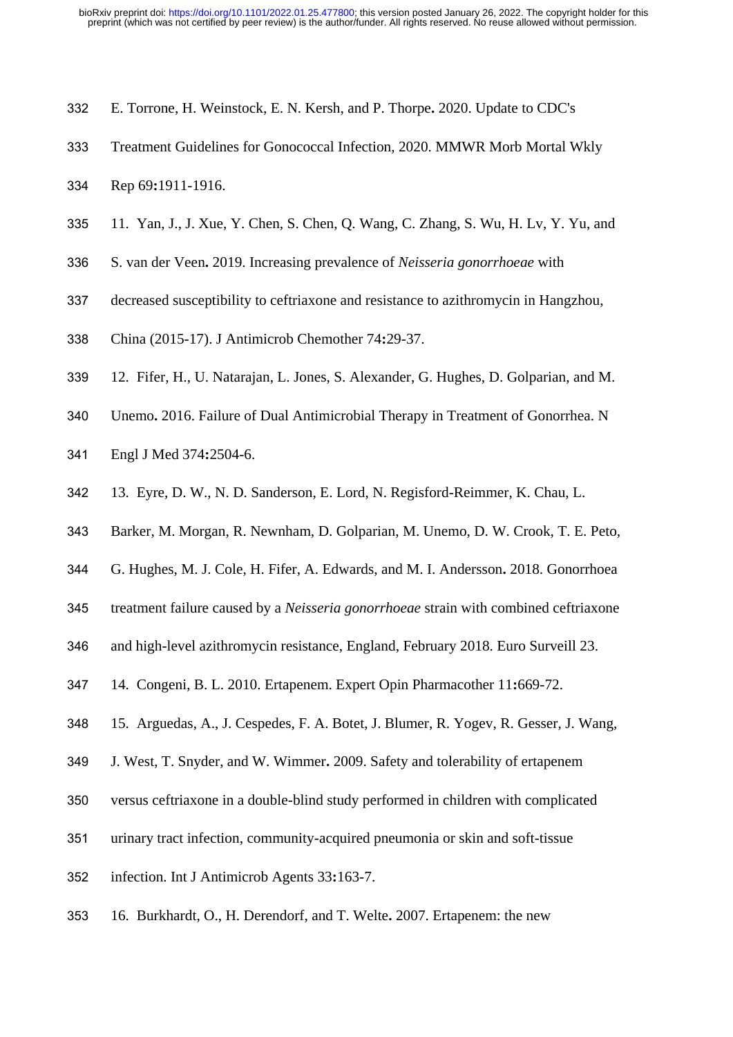E. Torrone, H. Weinstock, E. N. Kersh, and P. Thorpe**.** 2020. Update to CDC's Treatment Guidelines for Gonococcal Infection, 2020. MMWR Morb Mortal Wkly Rep 69**:**1911-1916.

11. Yan, J., J. Xue, Y. Chen, S. Chen, Q. Wang, C. Zhang, S. Wu, H. Lv, Y. Yu, and S. van der Veen**.** 2019. Increasing prevalence of *Neisseria gonorrhoeae* with decreased susceptibility to ceftriaxone and resistance to azithromycin in Hangzhou, China (2015-17). J Antimicrob Chemother 74**:**29-37.

12. Fifer, H., U. Natarajan, L. Jones, S. Alexander, G. Hughes, D. Golparian, and M. Unemo**.** 2016. Failure of Dual Antimicrobial Therapy in Treatment of Gonorrhea. N Engl J Med 374**:**2504-6.

13. Eyre, D. W., N. D. Sanderson, E. Lord, N. Regisford-Reimmer, K. Chau, L. Barker, M. Morgan, R. Newnham, D. Golparian, M. Unemo, D. W. Crook, T. E. Peto, G. Hughes, M. J. Cole, H. Fifer, A. Edwards, and M. I. Andersson**.** 2018. Gonorrhoea treatment failure caused by a *Neisseria gonorrhoeae* strain with combined ceftriaxone and high-level azithromycin resistance, England, February 2018. Euro Surveill 23.

14. Congeni, B. L. 2010. Ertapenem. Expert Opin Pharmacother 11**:**669-72.

15. Arguedas, A., J. Cespedes, F. A. Botet, J. Blumer, R. Yogev, R. Gesser, J. Wang, J. West, T. Snyder, and W. Wimmer**.** 2009. Safety and tolerability of ertapenem versus ceftriaxone in a double-blind study performed in children with complicated urinary tract infection, community-acquired pneumonia or skin and soft-tissue infection. Int J Antimicrob Agents 33**:**163-7.

16. Burkhardt, O., H. Derendorf, and T. Welte**.** 2007. Ertapenem: the new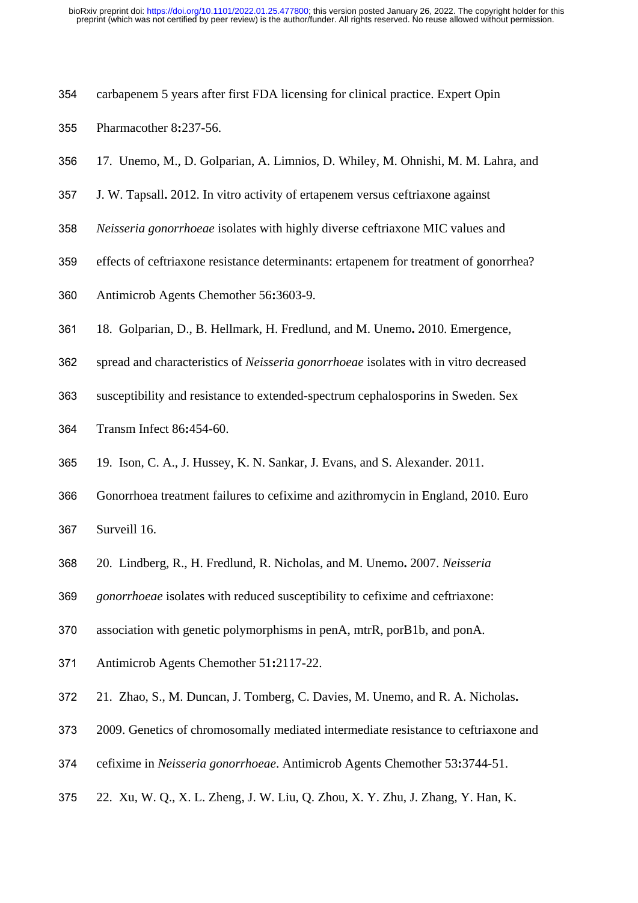carbapenem 5 years after first FDA licensing for clinical practice. Expert Opin Pharmacother 8:237-56.

17. Unemo, M., D. Golparian, A. Limnios, D. Whiley, M. Ohnishi, M. M. Lahra, and J. W. Tapsall. 2012. In vitro activity of ertapenem versus ceftriaxone against *Neisseria gonorrhoeae* isolates with highly diverse ceftriaxone MIC values and effects of ceftriaxone resistance determinants: ertapenem for treatment of gonorrhea? Antimicrob Agents Chemother 56:3603-9.

18. Golparian, D., B. Hellmark, H. Fredlund, and M. Unemo. 2010. Emergence, spread and characteristics of *Neisseria gonorrhoeae* isolates with in vitro decreased susceptibility and resistance to extended-spectrum cephalosporins in Sweden. Sex Transm Infect 86:454-60.

19. Ison, C. A., J. Hussey, K. N. Sankar, J. Evans, and S. Alexander. 2011. Gonorrhoea treatment failures to cefixime and azithromycin in England, 2010. Euro Surveill 16.

20. Lindberg, R., H. Fredlund, R. Nicholas, and M. Unemo. 2007. *Neisseria gonorrhoeae* isolates with reduced susceptibility to cefixime and ceftriaxone: association with genetic polymorphisms in penA, mtrR, porB1b, and ponA. Antimicrob Agents Chemother 51:2117-22.

21. Zhao, S., M. Duncan, J. Tomberg, C. Davies, M. Unemo, and R. A. Nicholas. 2009. Genetics of chromosomally mediated intermediate resistance to ceftriaxone and cefixime in *Neisseria gonorrhoeae*. Antimicrob Agents Chemother 53:3744-51.

22. Xu, W. Q., X. L. Zheng, J. W. Liu, Q. Zhou, X. Y. Zhu, J. Zhang, Y. Han, K.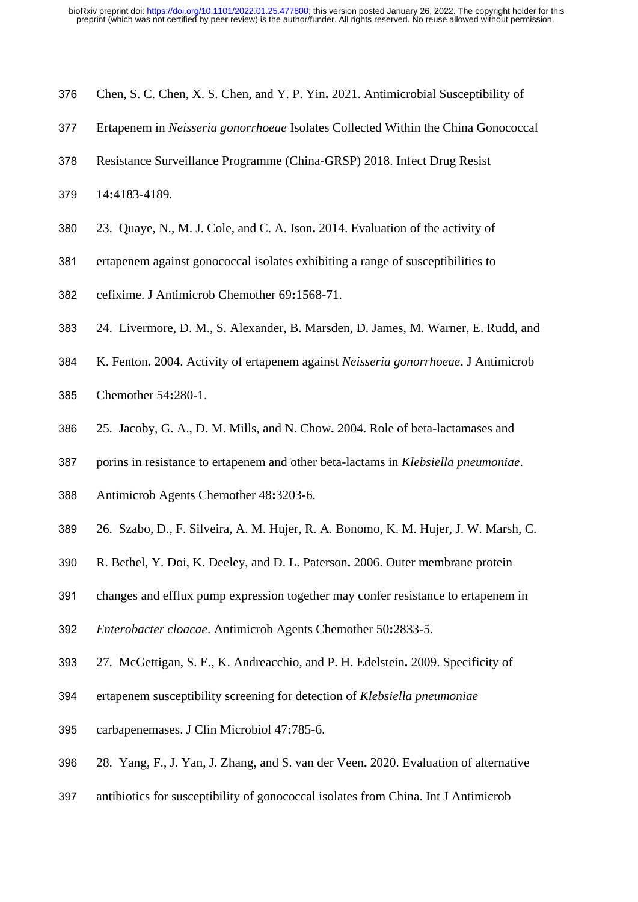Chen, S. C. Chen, X. S. Chen, and Y. P. Yin**.** 2021. Antimicrobial Susceptibility of Ertapenem in *Neisseria gonorrhoeae* Isolates Collected Within the China Gonococcal Resistance Surveillance Programme (China-GRSP) 2018. Infect Drug Resist 14**:**4183-4189.

23. Quaye, N., M. J. Cole, and C. A. Ison**.** 2014. Evaluation of the activity of ertapenem against gonococcal isolates exhibiting a range of susceptibilities to cefixime. J Antimicrob Chemother 69**:**1568-71.

24. Livermore, D. M., S. Alexander, B. Marsden, D. James, M. Warner, E. Rudd, and K. Fenton**.** 2004. Activity of ertapenem against *Neisseria gonorrhoeae*. J Antimicrob Chemother 54**:**280-1.

25. Jacoby, G. A., D. M. Mills, and N. Chow**.** 2004. Role of beta-lactamases and porins in resistance to ertapenem and other beta-lactams in *Klebsiella pneumoniae*. Antimicrob Agents Chemother 48**:**3203-6.

26. Szabo, D., F. Silveira, A. M. Hujer, R. A. Bonomo, K. M. Hujer, J. W. Marsh, C. R. Bethel, Y. Doi, K. Deeley, and D. L. Paterson**.** 2006. Outer membrane protein changes and efflux pump expression together may confer resistance to ertapenem in *Enterobacter cloacae*. Antimicrob Agents Chemother 50**:**2833-5.

27. McGettigan, S. E., K. Andreacchio, and P. H. Edelstein**.** 2009. Specificity of ertapenem susceptibility screening for detection of *Klebsiella pneumoniae* carbapenemases. J Clin Microbiol 47**:**785-6.

28. Yang, F., J. Yan, J. Zhang, and S. van der Veen**.** 2020. Evaluation of alternative antibiotics for susceptibility of gonococcal isolates from China. Int J Antimicrob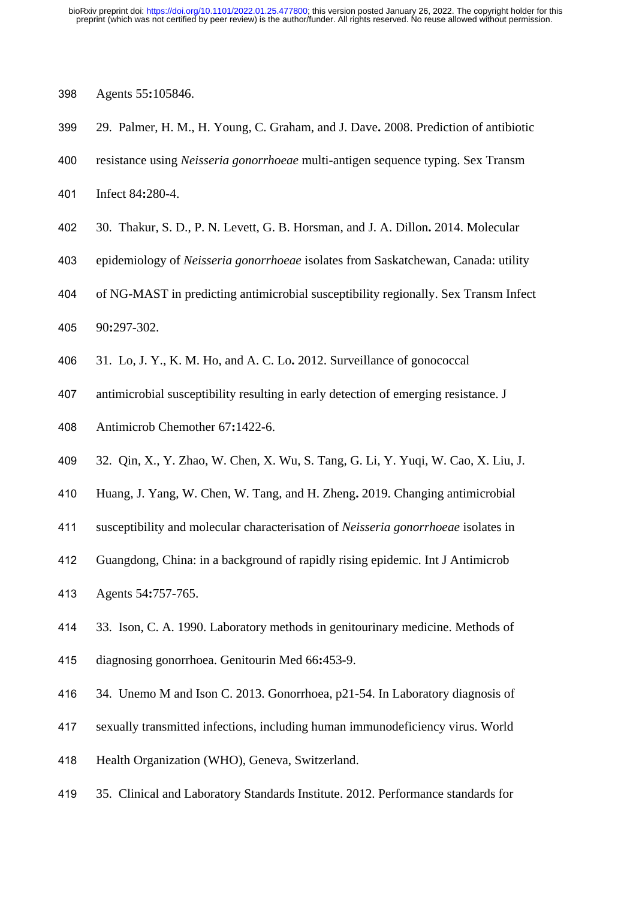Agents 55**:**105846.

29. Palmer, H. M., H. Young, C. Graham, and J. Dave**.** 2008. Prediction of antibiotic resistance using *Neisseria gonorrhoeae* multi-antigen sequence typing. Sex Transm Infect 84**:**280-4.

30. Thakur, S. D., P. N. Levett, G. B. Horsman, and J. A. Dillon**.** 2014. Molecular epidemiology of *Neisseria gonorrhoeae* isolates from Saskatchewan, Canada: utility of NG-MAST in predicting antimicrobial susceptibility regionally. Sex Transm Infect 90**:**297-302.

31. Lo, J. Y., K. M. Ho, and A. C. Lo**.** 2012. Surveillance of gonococcal antimicrobial susceptibility resulting in early detection of emerging resistance. J Antimicrob Chemother 67**:**1422-6.

32. Qin, X., Y. Zhao, W. Chen, X. Wu, S. Tang, G. Li, Y. Yuqi, W. Cao, X. Liu, J. Huang, J. Yang, W. Chen, W. Tang, and H. Zheng**.** 2019. Changing antimicrobial susceptibility and molecular characterisation of *Neisseria gonorrhoeae* isolates in Guangdong, China: in a background of rapidly rising epidemic. Int J Antimicrob Agents 54**:**757-765.

33. Ison, C. A. 1990. Laboratory methods in genitourinary medicine. Methods of diagnosing gonorrhoea. Genitourin Med 66**:**453-9.

34. Unemo M and Ison C. 2013. Gonorrhoea, p21-54. In Laboratory diagnosis of sexually transmitted infections, including human immunodeficiency virus. World Health Organization (WHO), Geneva, Switzerland.

35. Clinical and Laboratory Standards Institute. 2012. Performance standards for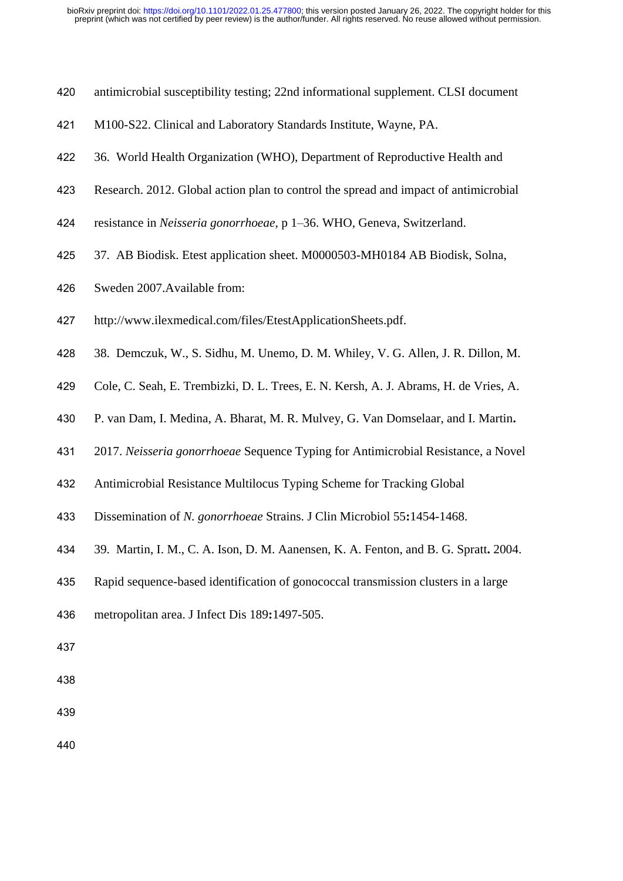antimicrobial susceptibility testing; 22nd informational supplement. CLSI document M100-S22. Clinical and Laboratory Standards Institute, Wayne, PA.

36. World Health Organization (WHO), Department of Reproductive Health and Research. 2012. Global action plan to control the spread and impact of antimicrobial resistance in *Neisseria gonorrhoeae*, p 1–36. WHO, Geneva, Switzerland.

37. AB Biodisk. Etest application sheet. M0000503-MH0184 AB Biodisk, Solna, Sweden 2007.Available from: http://www.ilexmedical.com/files/EtestApplicationSheets.pdf.

38. Demczuk, W., S. Sidhu, M. Unemo, D. M. Whiley, V. G. Allen, J. R. Dillon, M. Cole, C. Seah, E. Trembizki, D. L. Trees, E. N. Kersh, A. J. Abrams, H. de Vries, A. P. van Dam, I. Medina, A. Bharat, M. R. Mulvey, G. Van Domselaar, and I. Martin**.** 2017. *Neisseria gonorrhoeae* Sequence Typing for Antimicrobial Resistance, a Novel Antimicrobial Resistance Multilocus Typing Scheme for Tracking Global Dissemination of *N. gonorrhoeae* Strains. J Clin Microbiol 55**:**1454-1468.

39. Martin, I. M., C. A. Ison, D. M. Aanensen, K. A. Fenton, and B. G. Spratt**.** 2004. Rapid sequence-based identification of gonococcal transmission clusters in a large metropolitan area. J Infect Dis 189**:**1497-505.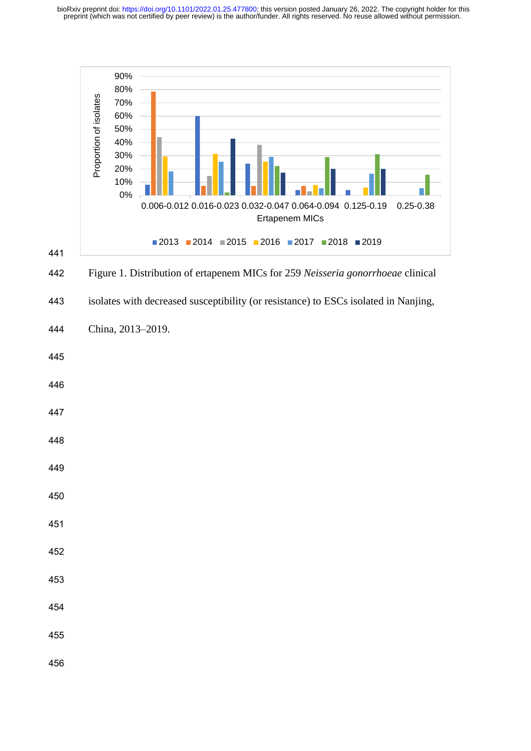Figure 1. Distribution of ertapenem MICs for 259 *Neisseria gonorrhoeae* clinical isolates with decreased susceptibility (or resistance) to ESCs isolated in Nanjing, China, 2013–2019.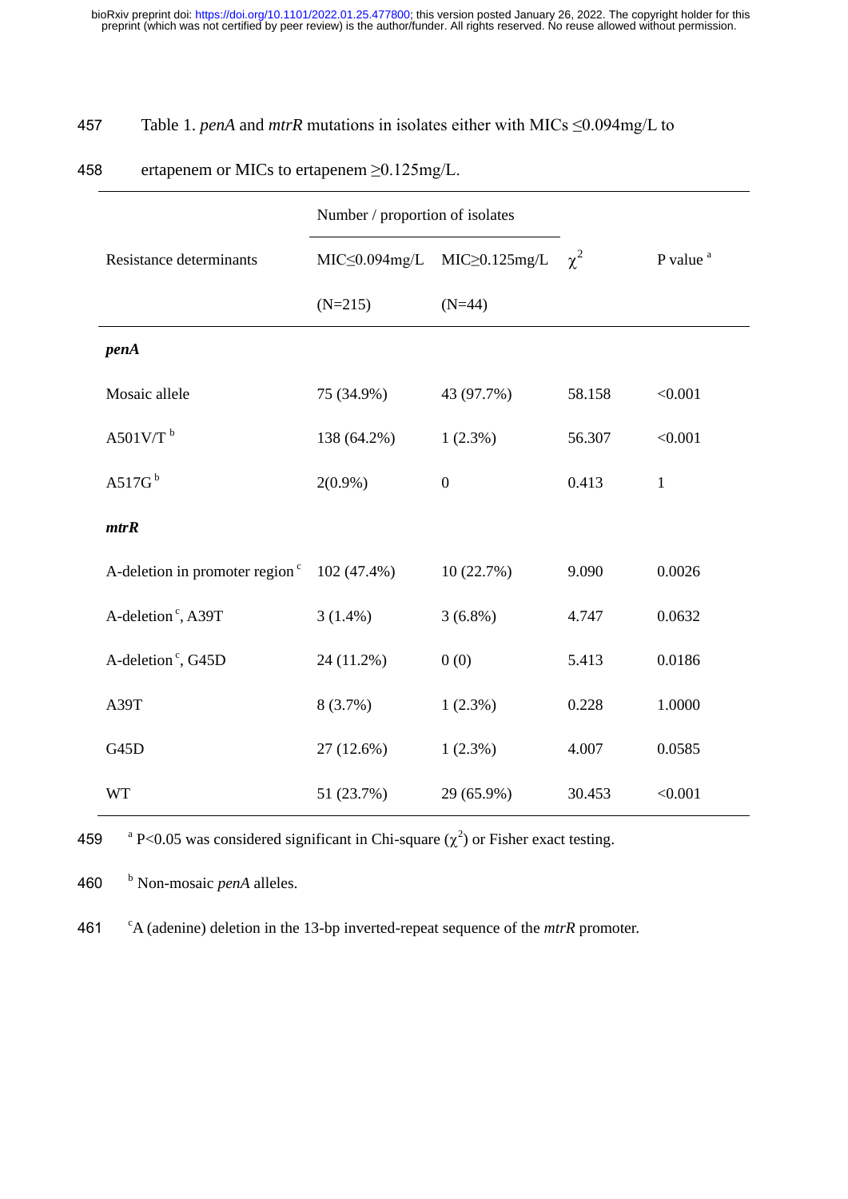Table 1. *penA* and *mtrR* mutations in isolates either with MICs ≤0.094mg/L to ertapenem or MICs to ertapenem ≥0.125mg/L.

| Resistance determinants | Number / proportion of isolates | | $\chi^2$ | P value [a] |
|---|---|---|---|---|
| | MIC≤0.094mg/L (N=215) | MIC≥0.125mg/L (N=44) | | |
| ***penA*** | | | | |
| Mosaic allele | 75 (34.9%) | 43 (97.7%) | 58.158 | <0.001 |
| A501V/T [b] | 138 (64.2%) | 1 (2.3%) | 56.307 | <0.001 |
| A517G [b] | 2(0.9%) | 0 | 0.413 | 1 |
| ***mtrR*** | | | | |
| A-deletion in promoter region [c] | 102 (47.4%) | 10 (22.7%) | 9.090 | 0.0026 |
| A-deletion [c], A39T | 3 (1.4%) | 3 (6.8%) | 4.747 | 0.0632 |
| A-deletion [c], G45D | 24 (11.2%) | 0 (0) | 5.413 | 0.0186 |
| A39T | 8 (3.7%) | 1 (2.3%) | 0.228 | 1.0000 |
| G45D | 27 (12.6%) | 1 (2.3%) | 4.007 | 0.0585 |
| WT | 51 (23.7%) | 29 (65.9%) | 30.453 | <0.001 |

[a] P<0.05 was considered significant in Chi-square ($\chi^2$) or Fisher exact testing.

[b] Non-mosaic *penA* alleles.

[c] A (adenine) deletion in the 13-bp inverted-repeat sequence of the *mtrR* promoter.